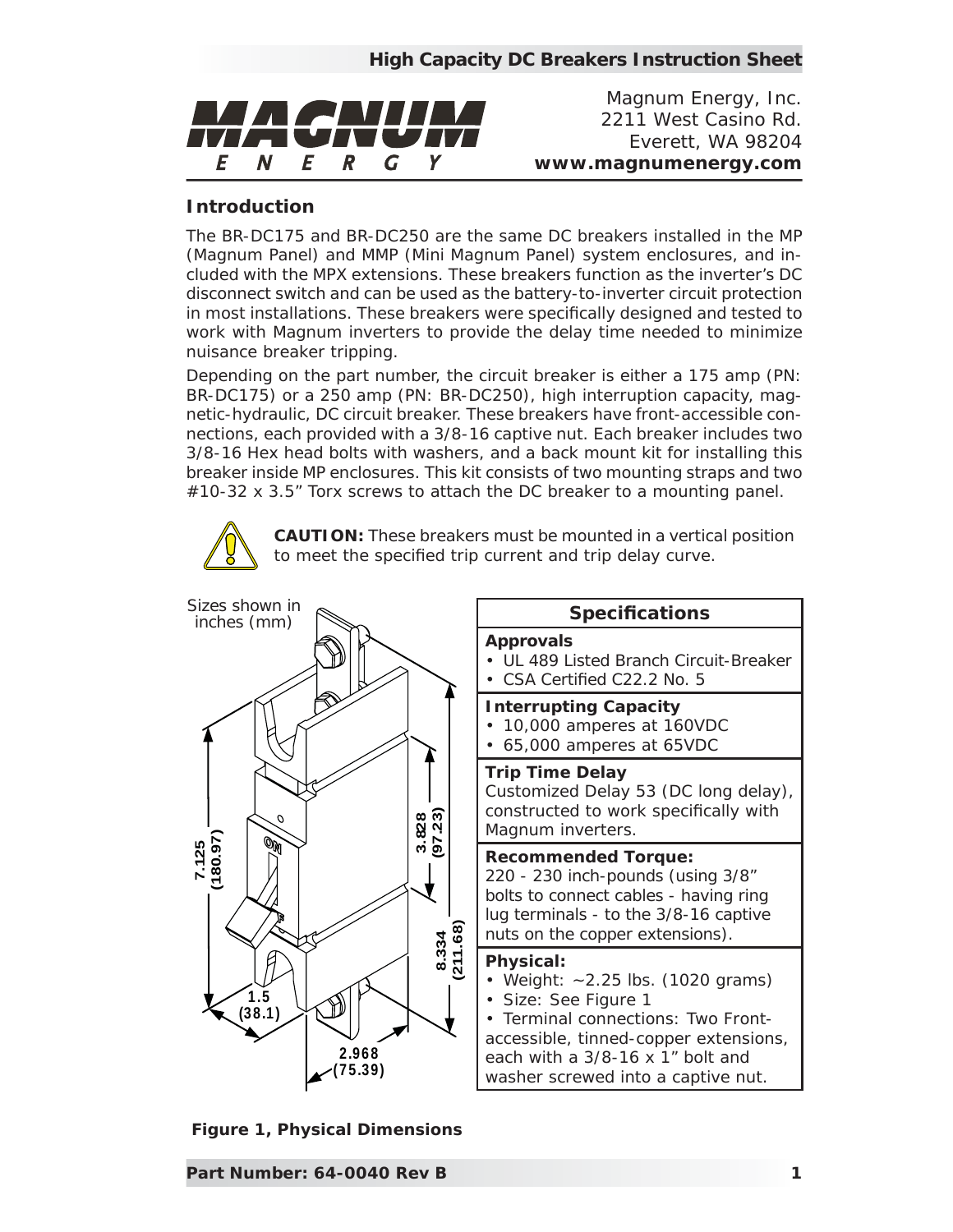# High Capacity DC Breakers Instruction Sheet

Magnum Energy, Inc.
2211 West Casino Rd.
Everett, WA 98204
**www.magnumenergy.com**

## Introduction

The BR-DC175 and BR-DC250 are the same DC breakers installed in the MP (Magnum Panel) and MMP (Mini Magnum Panel) system enclosures, and included with the MPX extensions. These breakers function as the inverter's DC disconnect switch and can be used as the battery-to-inverter circuit protection in most installations. These breakers were specifically designed and tested to work with Magnum inverters to provide the delay time needed to minimize nuisance breaker tripping.

Depending on the part number, the circuit breaker is either a 175 amp (PN: BR-DC175) or a 250 amp (PN: BR-DC250), high interruption capacity, magnetic-hydraulic, DC circuit breaker. These breakers have front-accessible connections, each provided with a 3/8-16 captive nut. Each breaker includes two 3/8-16 Hex head bolts with washers, and a back mount kit for installing this breaker inside MP enclosures. This kit consists of two mounting straps and two #10-32 x 3.5" Torx screws to attach the DC breaker to a mounting panel.

**CAUTION:** These breakers must be mounted in a vertical position to meet the specified trip current and trip delay curve.

Sizes shown in inches (mm)

7.125 (180.97) — 3.828 (97.23) — 8.334 (211.68) — 1.5 (38.1) — 2.968 (75.39)

**Figure 1, Physical Dimensions**

| Specifications |
|---|
| **Approvals**<br>• UL 489 Listed Branch Circuit-Breaker<br>• CSA Certified C22.2 No. 5 |
| **Interrupting Capacity**<br>• 10,000 amperes at 160VDC<br>• 65,000 amperes at 65VDC |
| **Trip Time Delay**<br>Customized Delay 53 (DC long delay), constructed to work specifically with Magnum inverters. |
| **Recommended Torque:**<br>220 - 230 inch-pounds (using 3/8" bolts to connect cables - having ring lug terminals - to the 3/8-16 captive nuts on the copper extensions). |
| **Physical:**<br>• Weight: ~2.25 lbs. (1020 grams)<br>• Size: See Figure 1<br>• Terminal connections: Two Front-accessible, tinned-copper extensions, each with a 3/8-16 x 1" bolt and washer screwed into a captive nut. |

Part Number: 64-0040 Rev B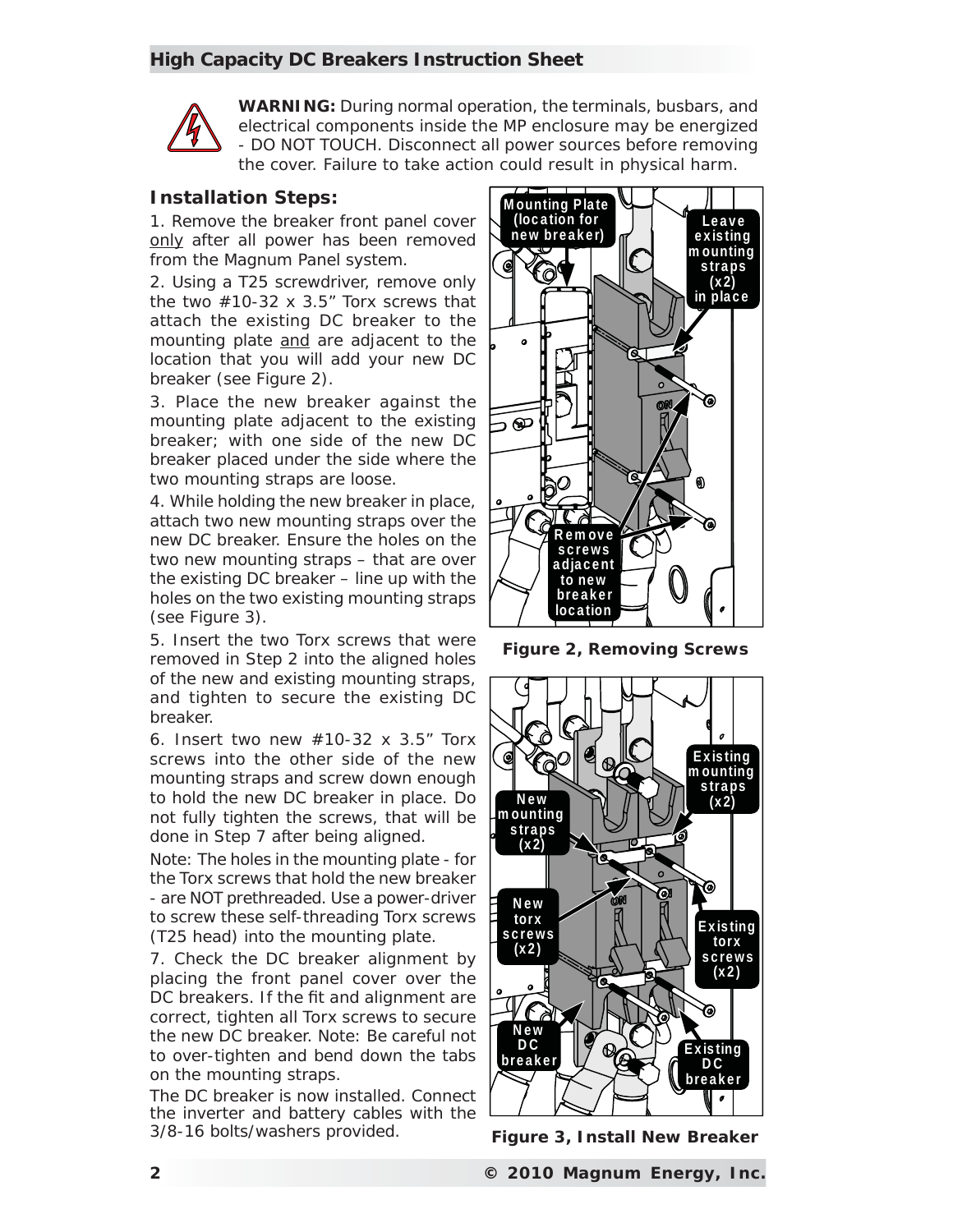**WARNING:** During normal operation, the terminals, busbars, and electrical components inside the MP enclosure may be energized - DO NOT TOUCH. Disconnect all power sources before removing the cover. Failure to take action could result in physical harm.

## Installation Steps:

1. Remove the breaker front panel cover only after all power has been removed from the Magnum Panel system.

2. Using a T25 screwdriver, remove only the two #10-32 x 3.5" Torx screws that attach the existing DC breaker to the mounting plate and are adjacent to the location that you will add your new DC breaker (see Figure 2).

3. Place the new breaker against the mounting plate adjacent to the existing breaker; with one side of the new DC breaker placed under the side where the two mounting straps are loose.

4. While holding the new breaker in place, attach two new mounting straps over the new DC breaker. Ensure the holes on the two new mounting straps – that are over the existing DC breaker – line up with the holes on the two existing mounting straps (see Figure 3).

5. Insert the two Torx screws that were removed in Step 2 into the aligned holes of the new and existing mounting straps, and tighten to secure the existing DC breaker.

6. Insert two new #10-32 x 3.5" Torx screws into the other side of the new mounting straps and screw down enough to hold the new DC breaker in place. Do not fully tighten the screws, that will be done in Step 7 after being aligned.

Note: The holes in the mounting plate - for the Torx screws that hold the new breaker - are NOT prethreaded. Use a power-driver to screw these self-threading Torx screws (T25 head) into the mounting plate.

7. Check the DC breaker alignment by placing the front panel cover over the DC breakers. If the fit and alignment are correct, tighten all Torx screws to secure the new DC breaker. Note: Be careful not to over-tighten and bend down the tabs on the mounting straps.

The DC breaker is now installed. Connect the inverter and battery cables with the 3/8-16 bolts/washers provided.

Mounting Plate (location for new breaker)

Leave existing mounting straps (x2) in place

Remove screws adjacent to new breaker location

**Figure 2, Removing Screws**

Existing mounting straps (x2)

New mounting straps (x2)

New torx screws (x2)

Existing torx screws (x2)

New DC breaker

Existing DC breaker

**Figure 3, Install New Breaker**